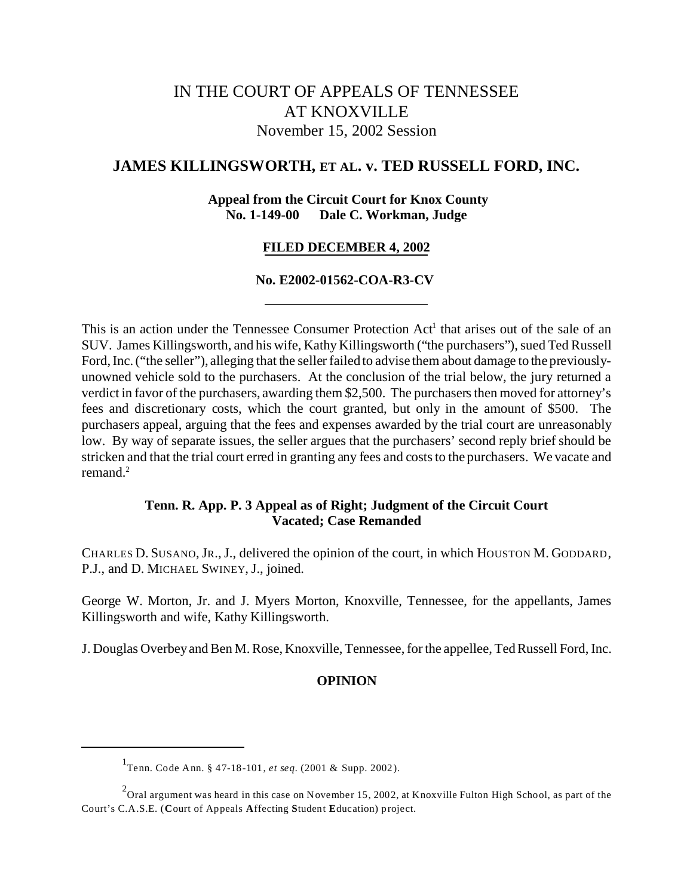# IN THE COURT OF APPEALS OF TENNESSEE
# AT KNOXVILLE
November 15, 2002 Session

## JAMES KILLINGSWORTH, ET AL. v. TED RUSSELL FORD, INC.

**Appeal from the Circuit Court for Knox County**
**No. 1-149-00 Dale C. Workman, Judge**

**FILED DECEMBER 4, 2002**

**No. E2002-01562-COA-R3-CV**

---

This is an action under the Tennessee Consumer Protection Act[1] that arises out of the sale of an SUV. James Killingsworth, and his wife, Kathy Killingsworth ("the purchasers"), sued Ted Russell Ford, Inc. ("the seller"), alleging that the seller failed to advise them about damage to the previously-unowned vehicle sold to the purchasers. At the conclusion of the trial below, the jury returned a verdict in favor of the purchasers, awarding them $2,500. The purchasers then moved for attorney's fees and discretionary costs, which the court granted, but only in the amount of $500. The purchasers appeal, arguing that the fees and expenses awarded by the trial court are unreasonably low. By way of separate issues, the seller argues that the purchasers' second reply brief should be stricken and that the trial court erred in granting any fees and costs to the purchasers. We vacate and remand.[2]

**Tenn. R. App. P. 3 Appeal as of Right; Judgment of the Circuit Court Vacated; Case Remanded**

CHARLES D. SUSANO, JR., J., delivered the opinion of the court, in which HOUSTON M. GODDARD, P.J., and D. MICHAEL SWINEY, J., joined.

George W. Morton, Jr. and J. Myers Morton, Knoxville, Tennessee, for the appellants, James Killingsworth and wife, Kathy Killingsworth.

J. Douglas Overbey and Ben M. Rose, Knoxville, Tennessee, for the appellee, Ted Russell Ford, Inc.

**OPINION**

---

[1] Tenn. Code Ann. § 47-18-101, *et seq.* (2001 & Supp. 2002).

[2] Oral argument was heard in this case on November 15, 2002, at Knoxville Fulton High School, as part of the Court's C.A.S.E. (**C**ourt of Appeals **A**ffecting **S**tudent **E**ducation) project.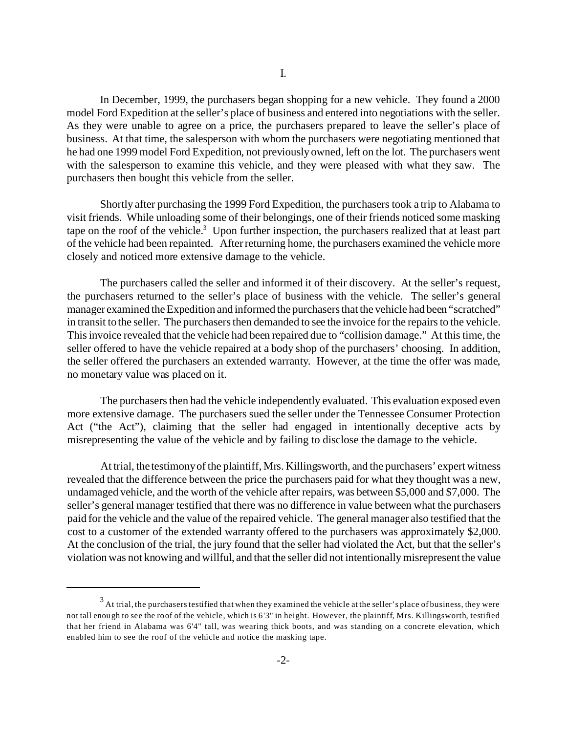# I.

In December, 1999, the purchasers began shopping for a new vehicle. They found a 2000 model Ford Expedition at the seller's place of business and entered into negotiations with the seller. As they were unable to agree on a price, the purchasers prepared to leave the seller's place of business. At that time, the salesperson with whom the purchasers were negotiating mentioned that he had one 1999 model Ford Expedition, not previously owned, left on the lot. The purchasers went with the salesperson to examine this vehicle, and they were pleased with what they saw. The purchasers then bought this vehicle from the seller.

Shortly after purchasing the 1999 Ford Expedition, the purchasers took a trip to Alabama to visit friends. While unloading some of their belongings, one of their friends noticed some masking tape on the roof of the vehicle.[3] Upon further inspection, the purchasers realized that at least part of the vehicle had been repainted. After returning home, the purchasers examined the vehicle more closely and noticed more extensive damage to the vehicle.

The purchasers called the seller and informed it of their discovery. At the seller's request, the purchasers returned to the seller's place of business with the vehicle. The seller's general manager examined the Expedition and informed the purchasers that the vehicle had been "scratched" in transit to the seller. The purchasers then demanded to see the invoice for the repairs to the vehicle. This invoice revealed that the vehicle had been repaired due to "collision damage." At this time, the seller offered to have the vehicle repaired at a body shop of the purchasers' choosing. In addition, the seller offered the purchasers an extended warranty. However, at the time the offer was made, no monetary value was placed on it.

The purchasers then had the vehicle independently evaluated. This evaluation exposed even more extensive damage. The purchasers sued the seller under the Tennessee Consumer Protection Act ("the Act"), claiming that the seller had engaged in intentionally deceptive acts by misrepresenting the value of the vehicle and by failing to disclose the damage to the vehicle.

At trial, the testimony of the plaintiff, Mrs. Killingsworth, and the purchasers' expert witness revealed that the difference between the price the purchasers paid for what they thought was a new, undamaged vehicle, and the worth of the vehicle after repairs, was between $5,000 and $7,000. The seller's general manager testified that there was no difference in value between what the purchasers paid for the vehicle and the value of the repaired vehicle. The general manager also testified that the cost to a customer of the extended warranty offered to the purchasers was approximately $2,000. At the conclusion of the trial, the jury found that the seller had violated the Act, but that the seller's violation was not knowing and willful, and that the seller did not intentionally misrepresent the value

---

[3] At trial, the purchasers testified that when they examined the vehicle at the seller's place of business, they were not tall enough to see the roof of the vehicle, which is 6'3" in height. However, the plaintiff, Mrs. Killingsworth, testified that her friend in Alabama was 6'4" tall, was wearing thick boots, and was standing on a concrete elevation, which enabled him to see the roof of the vehicle and notice the masking tape.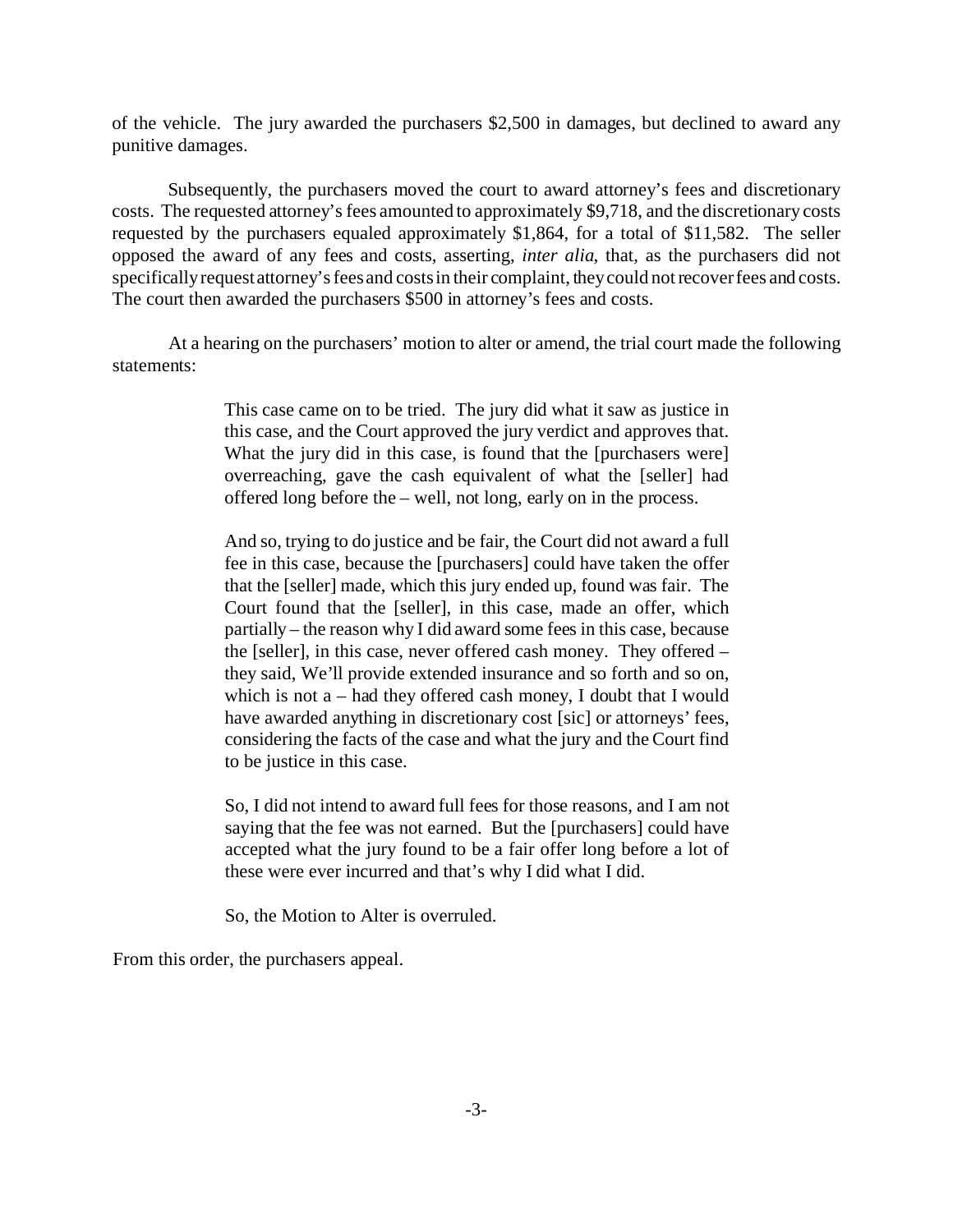of the vehicle. The jury awarded the purchasers $2,500 in damages, but declined to award any punitive damages.

Subsequently, the purchasers moved the court to award attorney's fees and discretionary costs. The requested attorney's fees amounted to approximately $9,718, and the discretionary costs requested by the purchasers equaled approximately $1,864, for a total of $11,582. The seller opposed the award of any fees and costs, asserting, *inter alia*, that, as the purchasers did not specifically request attorney's fees and costs in their complaint, they could not recover fees and costs. The court then awarded the purchasers $500 in attorney's fees and costs.

At a hearing on the purchasers' motion to alter or amend, the trial court made the following statements:

> This case came on to be tried. The jury did what it saw as justice in this case, and the Court approved the jury verdict and approves that. What the jury did in this case, is found that the [purchasers were] overreaching, gave the cash equivalent of what the [seller] had offered long before the – well, not long, early on in the process.
>
> And so, trying to do justice and be fair, the Court did not award a full fee in this case, because the [purchasers] could have taken the offer that the [seller] made, which this jury ended up, found was fair. The Court found that the [seller], in this case, made an offer, which partially – the reason why I did award some fees in this case, because the [seller], in this case, never offered cash money. They offered – they said, We'll provide extended insurance and so forth and so on, which is not a – had they offered cash money, I doubt that I would have awarded anything in discretionary cost [sic] or attorneys' fees, considering the facts of the case and what the jury and the Court find to be justice in this case.
>
> So, I did not intend to award full fees for those reasons, and I am not saying that the fee was not earned. But the [purchasers] could have accepted what the jury found to be a fair offer long before a lot of these were ever incurred and that's why I did what I did.
>
> So, the Motion to Alter is overruled.

From this order, the purchasers appeal.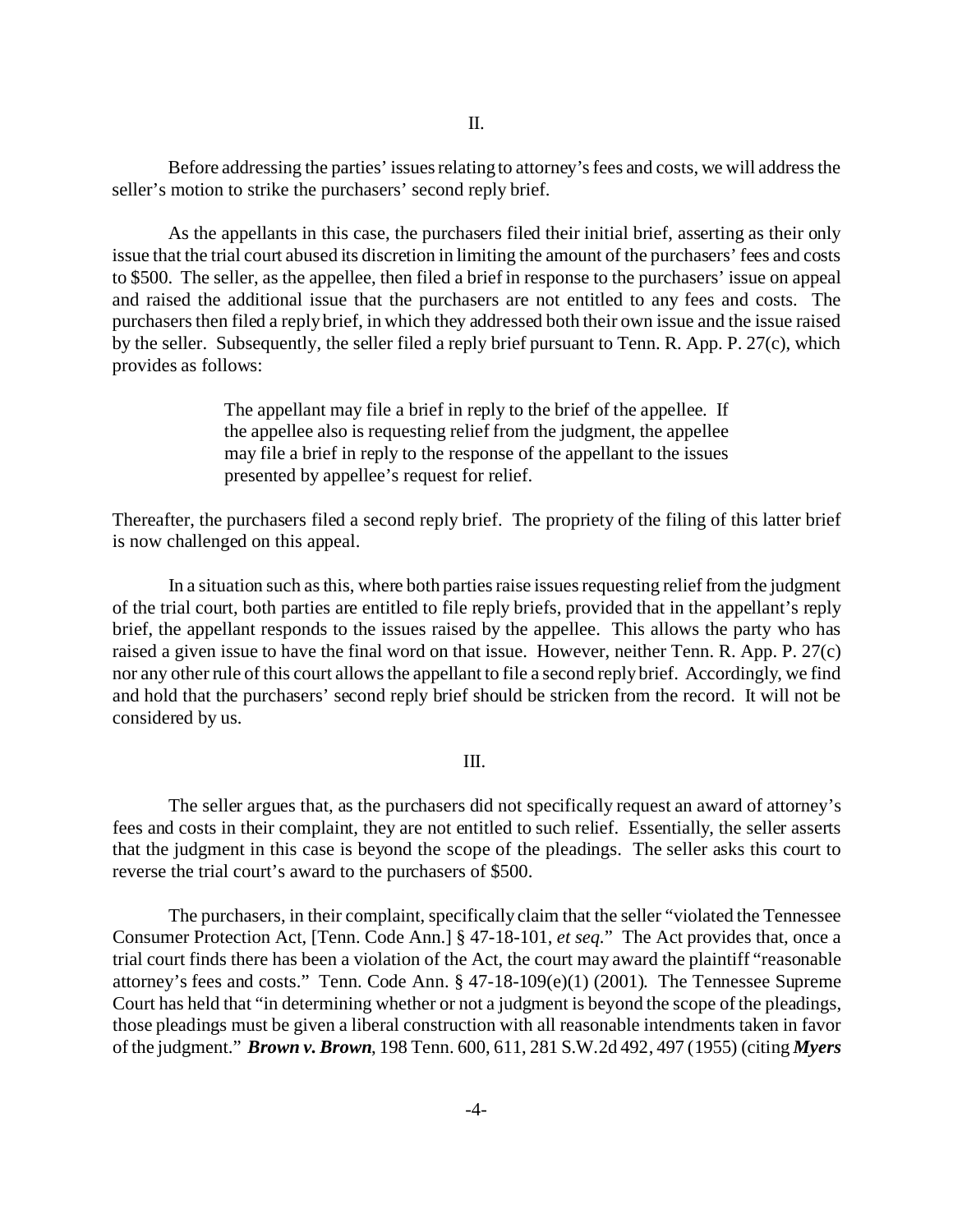II.

Before addressing the parties' issues relating to attorney's fees and costs, we will address the seller's motion to strike the purchasers' second reply brief.

As the appellants in this case, the purchasers filed their initial brief, asserting as their only issue that the trial court abused its discretion in limiting the amount of the purchasers' fees and costs to $500. The seller, as the appellee, then filed a brief in response to the purchasers' issue on appeal and raised the additional issue that the purchasers are not entitled to any fees and costs. The purchasers then filed a reply brief, in which they addressed both their own issue and the issue raised by the seller. Subsequently, the seller filed a reply brief pursuant to Tenn. R. App. P. 27(c), which provides as follows:

> The appellant may file a brief in reply to the brief of the appellee. If the appellee also is requesting relief from the judgment, the appellee may file a brief in reply to the response of the appellant to the issues presented by appellee's request for relief.

Thereafter, the purchasers filed a second reply brief. The propriety of the filing of this latter brief is now challenged on this appeal.

In a situation such as this, where both parties raise issues requesting relief from the judgment of the trial court, both parties are entitled to file reply briefs, provided that in the appellant's reply brief, the appellant responds to the issues raised by the appellee. This allows the party who has raised a given issue to have the final word on that issue. However, neither Tenn. R. App. P. 27(c) nor any other rule of this court allows the appellant to file a second reply brief. Accordingly, we find and hold that the purchasers' second reply brief should be stricken from the record. It will not be considered by us.

III.

The seller argues that, as the purchasers did not specifically request an award of attorney's fees and costs in their complaint, they are not entitled to such relief. Essentially, the seller asserts that the judgment in this case is beyond the scope of the pleadings. The seller asks this court to reverse the trial court's award to the purchasers of $500.

The purchasers, in their complaint, specifically claim that the seller "violated the Tennessee Consumer Protection Act, [Tenn. Code Ann.] § 47-18-101, *et seq*." The Act provides that, once a trial court finds there has been a violation of the Act, the court may award the plaintiff "reasonable attorney's fees and costs." Tenn. Code Ann. § 47-18-109(e)(1) (2001). The Tennessee Supreme Court has held that "in determining whether or not a judgment is beyond the scope of the pleadings, those pleadings must be given a liberal construction with all reasonable intendments taken in favor of the judgment." ***Brown v. Brown***, 198 Tenn. 600, 611, 281 S.W.2d 492, 497 (1955) (citing ***Myers***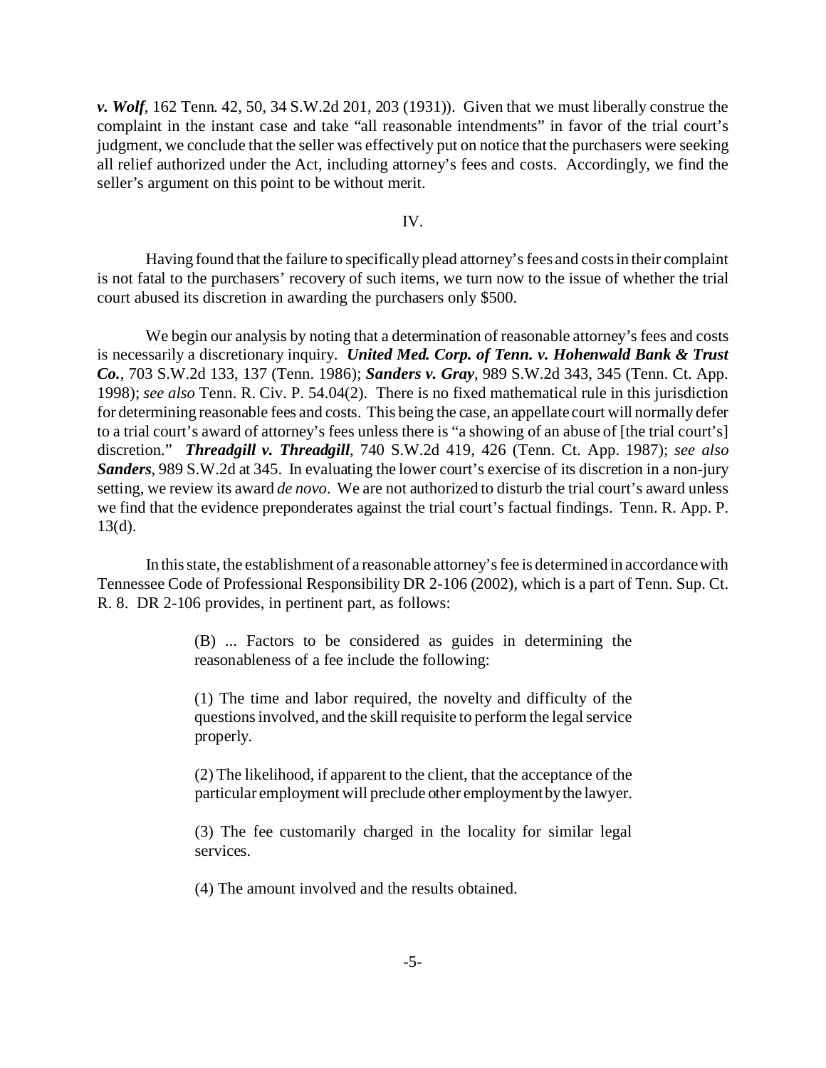***v. Wolf***, 162 Tenn. 42, 50, 34 S.W.2d 201, 203 (1931)). Given that we must liberally construe the complaint in the instant case and take "all reasonable intendments" in favor of the trial court's judgment, we conclude that the seller was effectively put on notice that the purchasers were seeking all relief authorized under the Act, including attorney's fees and costs. Accordingly, we find the seller's argument on this point to be without merit.

IV.

Having found that the failure to specifically plead attorney's fees and costs in their complaint is not fatal to the purchasers' recovery of such items, we turn now to the issue of whether the trial court abused its discretion in awarding the purchasers only $500.

We begin our analysis by noting that a determination of reasonable attorney's fees and costs is necessarily a discretionary inquiry. ***United Med. Corp. of Tenn. v. Hohenwald Bank & Trust Co.***, 703 S.W.2d 133, 137 (Tenn. 1986); ***Sanders v. Gray***, 989 S.W.2d 343, 345 (Tenn. Ct. App. 1998); *see also* Tenn. R. Civ. P. 54.04(2). There is no fixed mathematical rule in this jurisdiction for determining reasonable fees and costs. This being the case, an appellate court will normally defer to a trial court's award of attorney's fees unless there is "a showing of an abuse of [the trial court's] discretion." ***Threadgill v. Threadgill***, 740 S.W.2d 419, 426 (Tenn. Ct. App. 1987); *see also* ***Sanders***, 989 S.W.2d at 345. In evaluating the lower court's exercise of its discretion in a non-jury setting, we review its award *de novo*. We are not authorized to disturb the trial court's award unless we find that the evidence preponderates against the trial court's factual findings. Tenn. R. App. P. 13(d).

In this state, the establishment of a reasonable attorney's fee is determined in accordance with Tennessee Code of Professional Responsibility DR 2-106 (2002), which is a part of Tenn. Sup. Ct. R. 8. DR 2-106 provides, in pertinent part, as follows:

> (B) ... Factors to be considered as guides in determining the reasonableness of a fee include the following:
>
> (1) The time and labor required, the novelty and difficulty of the questions involved, and the skill requisite to perform the legal service properly.
>
> (2) The likelihood, if apparent to the client, that the acceptance of the particular employment will preclude other employment by the lawyer.
>
> (3) The fee customarily charged in the locality for similar legal services.
>
> (4) The amount involved and the results obtained.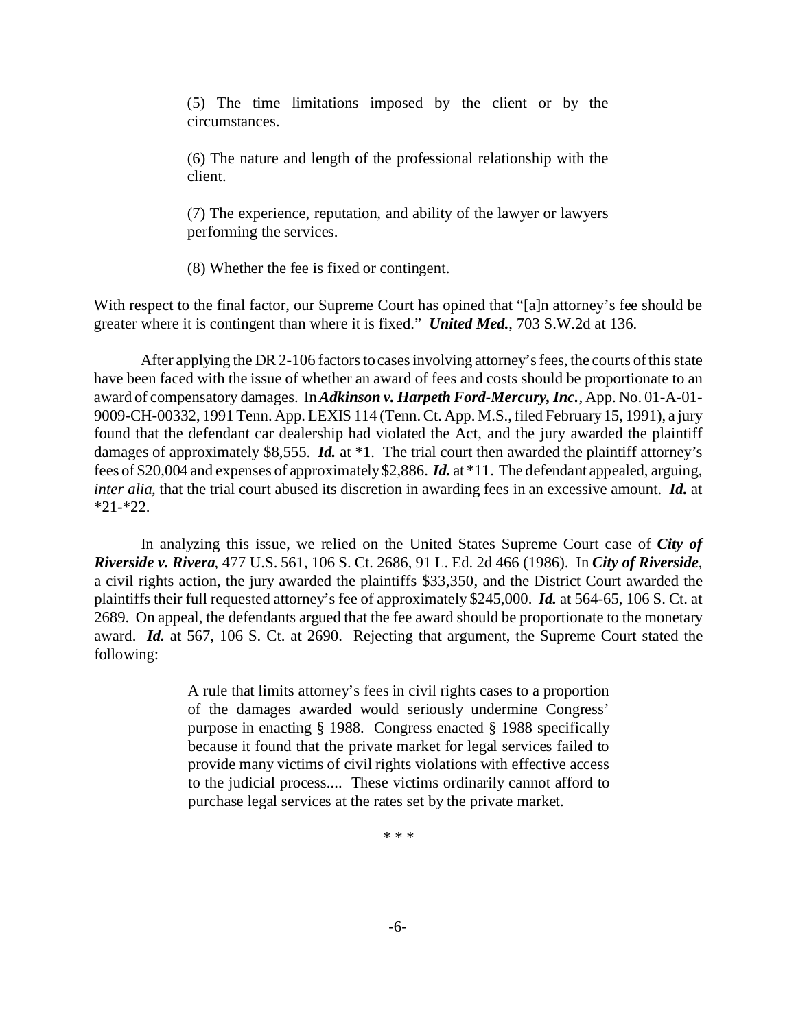> (5) The time limitations imposed by the client or by the circumstances.
>
> (6) The nature and length of the professional relationship with the client.
>
> (7) The experience, reputation, and ability of the lawyer or lawyers performing the services.
>
> (8) Whether the fee is fixed or contingent.

With respect to the final factor, our Supreme Court has opined that "[a]n attorney's fee should be greater where it is contingent than where it is fixed." ***United Med.***, 703 S.W.2d at 136.

After applying the DR 2-106 factors to cases involving attorney's fees, the courts of this state have been faced with the issue of whether an award of fees and costs should be proportionate to an award of compensatory damages. In ***Adkinson v. Harpeth Ford-Mercury, Inc.***, App. No. 01-A-01-9009-CH-00332, 1991 Tenn. App. LEXIS 114 (Tenn. Ct. App. M.S., filed February 15, 1991), a jury found that the defendant car dealership had violated the Act, and the jury awarded the plaintiff damages of approximately $8,555. ***Id.*** at *1. The trial court then awarded the plaintiff attorney's fees of $20,004 and expenses of approximately $2,886. ***Id.*** at *11. The defendant appealed, arguing, *inter alia*, that the trial court abused its discretion in awarding fees in an excessive amount. ***Id.*** at *21-*22.

In analyzing this issue, we relied on the United States Supreme Court case of ***City of Riverside v. Rivera***, 477 U.S. 561, 106 S. Ct. 2686, 91 L. Ed. 2d 466 (1986). In ***City of Riverside***, a civil rights action, the jury awarded the plaintiffs $33,350, and the District Court awarded the plaintiffs their full requested attorney's fee of approximately $245,000. ***Id.*** at 564-65, 106 S. Ct. at 2689. On appeal, the defendants argued that the fee award should be proportionate to the monetary award. ***Id.*** at 567, 106 S. Ct. at 2690. Rejecting that argument, the Supreme Court stated the following:

> A rule that limits attorney's fees in civil rights cases to a proportion of the damages awarded would seriously undermine Congress' purpose in enacting § 1988. Congress enacted § 1988 specifically because it found that the private market for legal services failed to provide many victims of civil rights violations with effective access to the judicial process.... These victims ordinarily cannot afford to purchase legal services at the rates set by the private market.
>
> * * *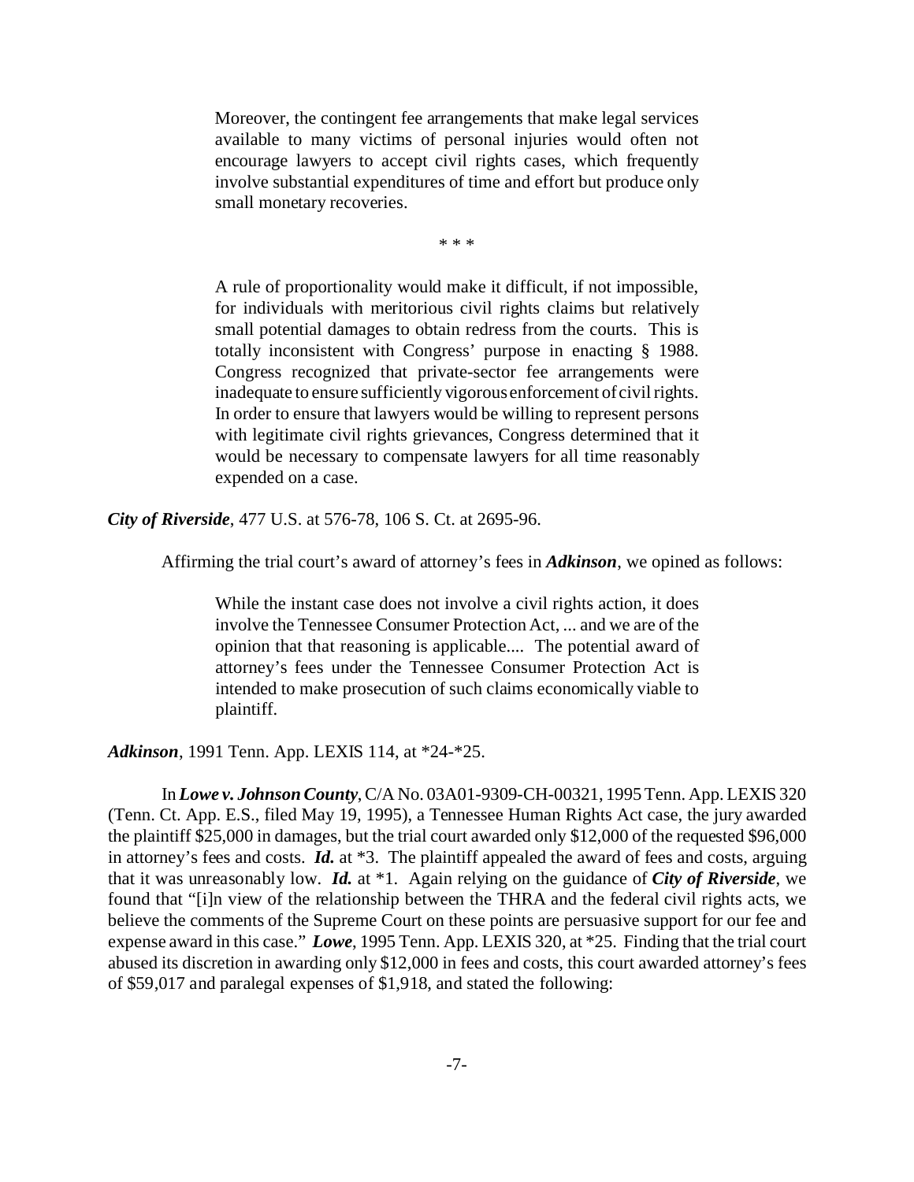> Moreover, the contingent fee arrangements that make legal services available to many victims of personal injuries would often not encourage lawyers to accept civil rights cases, which frequently involve substantial expenditures of time and effort but produce only small monetary recoveries.
>
> \* \* \*
>
> A rule of proportionality would make it difficult, if not impossible, for individuals with meritorious civil rights claims but relatively small potential damages to obtain redress from the courts. This is totally inconsistent with Congress' purpose in enacting § 1988. Congress recognized that private-sector fee arrangements were inadequate to ensure sufficiently vigorous enforcement of civil rights. In order to ensure that lawyers would be willing to represent persons with legitimate civil rights grievances, Congress determined that it would be necessary to compensate lawyers for all time reasonably expended on a case.

***City of Riverside***, 477 U.S. at 576-78, 106 S. Ct. at 2695-96.

Affirming the trial court's award of attorney's fees in ***Adkinson***, we opined as follows:

> While the instant case does not involve a civil rights action, it does involve the Tennessee Consumer Protection Act, ... and we are of the opinion that that reasoning is applicable.... The potential award of attorney's fees under the Tennessee Consumer Protection Act is intended to make prosecution of such claims economically viable to plaintiff.

***Adkinson***, 1991 Tenn. App. LEXIS 114, at *24-*25.

In ***Lowe v. Johnson County***, C/A No. 03A01-9309-CH-00321, 1995 Tenn. App. LEXIS 320 (Tenn. Ct. App. E.S., filed May 19, 1995), a Tennessee Human Rights Act case, the jury awarded the plaintiff $25,000 in damages, but the trial court awarded only $12,000 of the requested $96,000 in attorney's fees and costs. ***Id.*** at *3. The plaintiff appealed the award of fees and costs, arguing that it was unreasonably low. ***Id.*** at *1. Again relying on the guidance of ***City of Riverside***, we found that "[i]n view of the relationship between the THRA and the federal civil rights acts, we believe the comments of the Supreme Court on these points are persuasive support for our fee and expense award in this case." ***Lowe***, 1995 Tenn. App. LEXIS 320, at *25. Finding that the trial court abused its discretion in awarding only $12,000 in fees and costs, this court awarded attorney's fees of $59,017 and paralegal expenses of $1,918, and stated the following: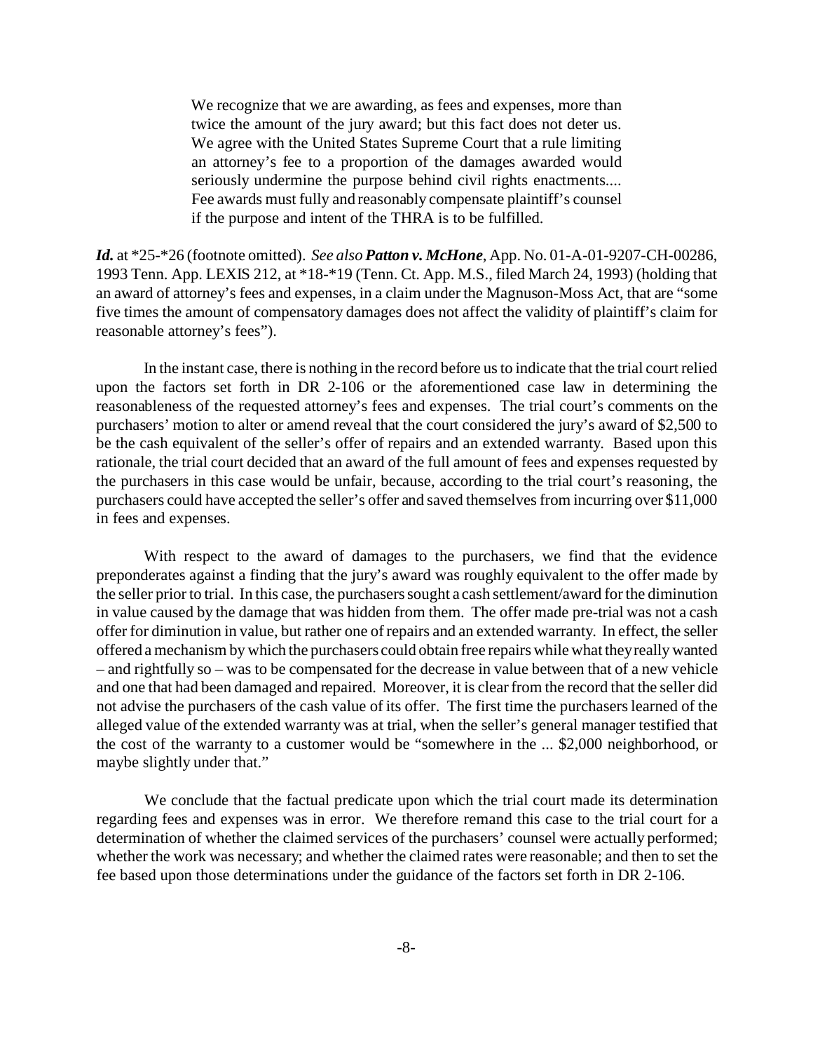> We recognize that we are awarding, as fees and expenses, more than twice the amount of the jury award; but this fact does not deter us. We agree with the United States Supreme Court that a rule limiting an attorney's fee to a proportion of the damages awarded would seriously undermine the purpose behind civil rights enactments.... Fee awards must fully and reasonably compensate plaintiff's counsel if the purpose and intent of the THRA is to be fulfilled.

***Id.*** at \*25-\*26 (footnote omitted). *See also* ***Patton v. McHone***, App. No. 01-A-01-9207-CH-00286, 1993 Tenn. App. LEXIS 212, at \*18-\*19 (Tenn. Ct. App. M.S., filed March 24, 1993) (holding that an award of attorney's fees and expenses, in a claim under the Magnuson-Moss Act, that are "some five times the amount of compensatory damages does not affect the validity of plaintiff's claim for reasonable attorney's fees").

In the instant case, there is nothing in the record before us to indicate that the trial court relied upon the factors set forth in DR 2-106 or the aforementioned case law in determining the reasonableness of the requested attorney's fees and expenses. The trial court's comments on the purchasers' motion to alter or amend reveal that the court considered the jury's award of $2,500 to be the cash equivalent of the seller's offer of repairs and an extended warranty. Based upon this rationale, the trial court decided that an award of the full amount of fees and expenses requested by the purchasers in this case would be unfair, because, according to the trial court's reasoning, the purchasers could have accepted the seller's offer and saved themselves from incurring over $11,000 in fees and expenses.

With respect to the award of damages to the purchasers, we find that the evidence preponderates against a finding that the jury's award was roughly equivalent to the offer made by the seller prior to trial. In this case, the purchasers sought a cash settlement/award for the diminution in value caused by the damage that was hidden from them. The offer made pre-trial was not a cash offer for diminution in value, but rather one of repairs and an extended warranty. In effect, the seller offered a mechanism by which the purchasers could obtain free repairs while what they really wanted – and rightfully so – was to be compensated for the decrease in value between that of a new vehicle and one that had been damaged and repaired. Moreover, it is clear from the record that the seller did not advise the purchasers of the cash value of its offer. The first time the purchasers learned of the alleged value of the extended warranty was at trial, when the seller's general manager testified that the cost of the warranty to a customer would be "somewhere in the ... $2,000 neighborhood, or maybe slightly under that."

We conclude that the factual predicate upon which the trial court made its determination regarding fees and expenses was in error. We therefore remand this case to the trial court for a determination of whether the claimed services of the purchasers' counsel were actually performed; whether the work was necessary; and whether the claimed rates were reasonable; and then to set the fee based upon those determinations under the guidance of the factors set forth in DR 2-106.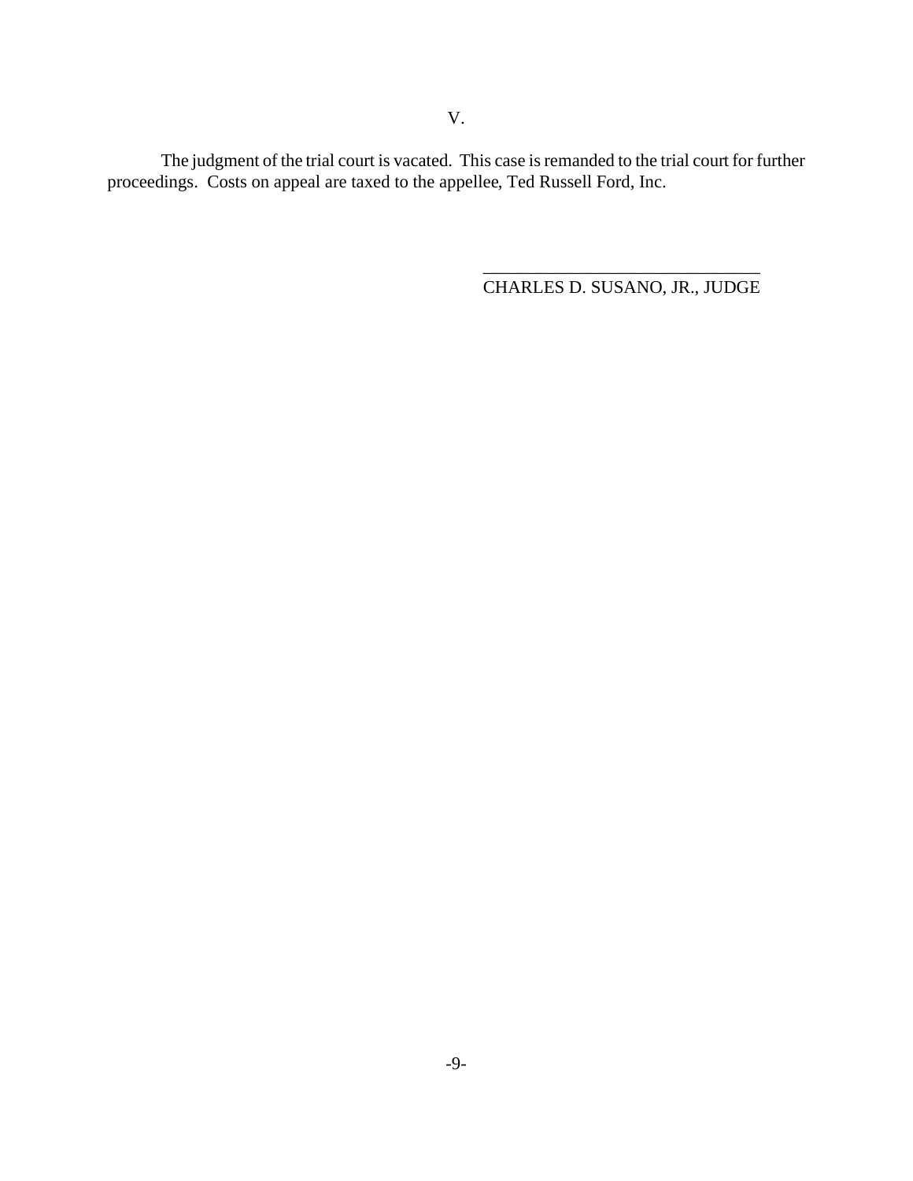V.

The judgment of the trial court is vacated. This case is remanded to the trial court for further proceedings. Costs on appeal are taxed to the appellee, Ted Russell Ford, Inc.

\_\_\_\_\_\_\_\_\_\_\_\_\_\_\_\_\_\_\_\_\_\_\_\_\_\_\_\_\_\_\_\_

CHARLES D. SUSANO, JR., JUDGE